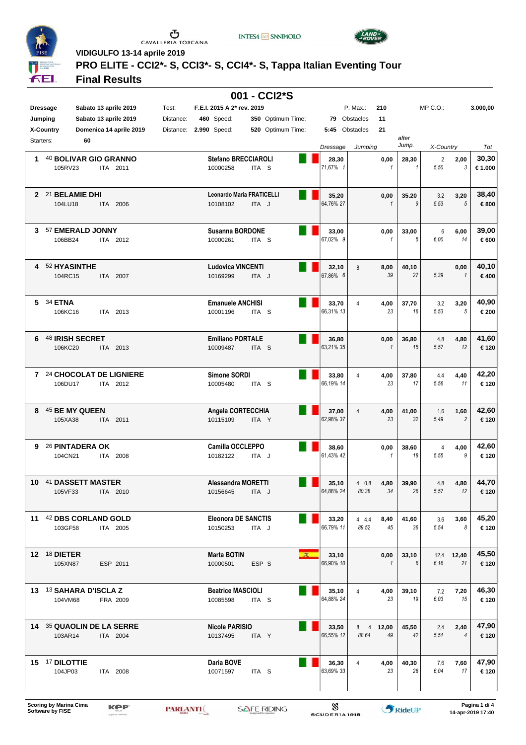**VIDIGULFO 13-14 aprile 2019**

## PRO ELITE - CCI2*- S, CCI3*- S, CCI4*- S, Tappa Italian Eventing Tour

## Final Results

### 001 - CCI2*S

| | | Test: | F.E.I. 2015 A 2* rev. 2019 | P. Max.: | 210 | MP C.O.: | 3.000,00 |
|---|---|---|---|---|---|---|---|
| Dressage | Sabato 13 aprile 2019 | | | | | | |
| Jumping | Sabato 13 aprile 2019 | Distance: | 460 Speed: 350 | Optimum Time: 79 | Obstacles 11 | | |
| X-Country | Domenica 14 aprile 2019 | Distance: | 2.990 Speed: 520 | Optimum Time: 5:45 | Obstacles 21 | | |
| Starters: | 60 | | | | | | |

| Pos | No | Horse | Horse ID | Nat | Year | Rider | FEI ID | Nat | Cat | Dressage | Dressage % / Rank | Jumping (faults) | Jumping (time) | Jumping Tot | Jumping Rank | after Jump. | after Jump. Rank | X-Country (pen.) | X-Country (time) | X-Country Tot | X-Country Rank | Tot | Prize |
|---|---|---|---|---|---|---|---|---|---|---|---|---|---|---|---|---|---|---|---|---|---|---|---|
| 1 | 40 | BOLIVAR GIO GRANNO | 105RV23 | ITA | 2011 | Stefano BRECCIAROLI | 10000258 | ITA | S | 28,30 | 71,67% 1 | | | 0,00 | 1 | 28,30 | 1 | 2 | 5,50 | 2,00 | 3 | 30,30 | € 1.000 |
| 2 | 21 | BELAMIE DHI | 104LU18 | ITA | 2006 | Leonardo Maria FRATICELLI | 10108102 | ITA | J | 35,20 | 64,76% 27 | | | 0,00 | 1 | 35,20 | 9 | 3,2 | 5,53 | 3,20 | 5 | 38,40 | € 800 |
| 3 | 57 | EMERALD JONNY | 106BB24 | ITA | 2012 | Susanna BORDONE | 10000261 | ITA | S | 33,00 | 67,02% 9 | | | 0,00 | 1 | 33,00 | 5 | 6 | 6,00 | 6,00 | 14 | 39,00 | € 600 |
| 4 | 52 | HYASINTHE | 104RC15 | ITA | 2007 | Ludovica VINCENTI | 10169299 | ITA | J | 32,10 | 67,86% 6 | 8 | | 8,00 | 39 | 40,10 | 27 | | 5,39 | 0,00 | 1 | 40,10 | € 400 |
| 5 | 34 | ETNA | 106KC16 | ITA | 2013 | Emanuele ANCHISI | 10001196 | ITA | S | 33,70 | 66,31% 13 | 4 | | 4,00 | 23 | 37,70 | 16 | 3,2 | 5,53 | 3,20 | 5 | 40,90 | € 200 |
| 6 | 48 | IRISH SECRET | 106KC20 | ITA | 2013 | Emiliano PORTALE | 10009487 | ITA | S | 36,80 | 63,21% 35 | | | 0,00 | 1 | 36,80 | 15 | 4,8 | 5,57 | 4,80 | 12 | 41,60 | € 120 |
| 7 | 24 | CHOCOLAT DE LIGNIERE | 106DU17 | ITA | 2012 | Simone SORDI | 10005480 | ITA | S | 33,80 | 66,19% 14 | 4 | | 4,00 | 23 | 37,80 | 17 | 4,4 | 5,56 | 4,40 | 11 | 42,20 | € 120 |
| 8 | 45 | BE MY QUEEN | 105XA38 | ITA | 2011 | Angela CORTECCHIA | 10115109 | ITA | Y | 37,00 | 62,98% 37 | 4 | | 4,00 | 23 | 41,00 | 32 | 1,6 | 5,49 | 1,60 | 2 | 42,60 | € 120 |
| 9 | 26 | PINTADERA OK | 104CN21 | ITA | 2008 | Camilla OCCLEPPO | 10182122 | ITA | J | 38,60 | 61,43% 42 | | | 0,00 | 1 | 38,60 | 18 | 4 | 5,55 | 4,00 | 9 | 42,60 | € 120 |
| 10 | 41 | DASSETT MASTER | 105VF33 | ITA | 2010 | Alessandra MORETTI | 10156645 | ITA | J | 35,10 | 64,88% 24 | 4 | 0,8 / 80,38 | 4,80 | 34 | 39,90 | 26 | 4,8 | 5,57 | 4,80 | 12 | 44,70 | € 120 |
| 11 | 42 | DBS CORLAND GOLD | 103GF58 | ITA | 2005 | Eleonora DE SANCTIS | 10150253 | ITA | J | 33,20 | 66,79% 11 | 4 | 4,4 / 89,52 | 8,40 | 45 | 41,60 | 36 | 3,6 | 5,54 | 3,60 | 8 | 45,20 | € 120 |
| 12 | 18 | DIETER | 105XN87 | ESP | 2011 | Marta BOTIN | 10000501 | ESP | S | 33,10 | 66,90% 10 | | | 0,00 | 1 | 33,10 | 6 | 12,4 | 6,16 | 12,40 | 21 | 45,50 | € 120 |
| 13 | 13 | SAHARA D'ISCLA Z | 104VM68 | FRA | 2009 | Beatrice MASCIOLI | 10085598 | ITA | S | 35,10 | 64,88% 24 | 4 | | 4,00 | 23 | 39,10 | 19 | 7,2 | 6,03 | 7,20 | 15 | 46,30 | € 120 |
| 14 | 35 | QUAOLIN DE LA SERRE | 103AR14 | ITA | 2004 | Nicole PARISIO | 10137495 | ITA | Y | 33,50 | 66,55% 12 | 8 | 4 / 88,64 | 12,00 | 49 | 45,50 | 42 | 2,4 | 5,51 | 2,40 | 4 | 47,90 | € 120 |
| 15 | 17 | DILOTTIE | 104JP03 | ITA | 2008 | Daria BOVE | 10071597 | ITA | S | 36,30 | 63,69% 33 | 4 | | 4,00 | 23 | 40,30 | 28 | 7,6 | 6,04 | 7,60 | 17 | 47,90 | € 120 |

Scoring by Marina Cima
Software by FISE

14-apr-2019 17:40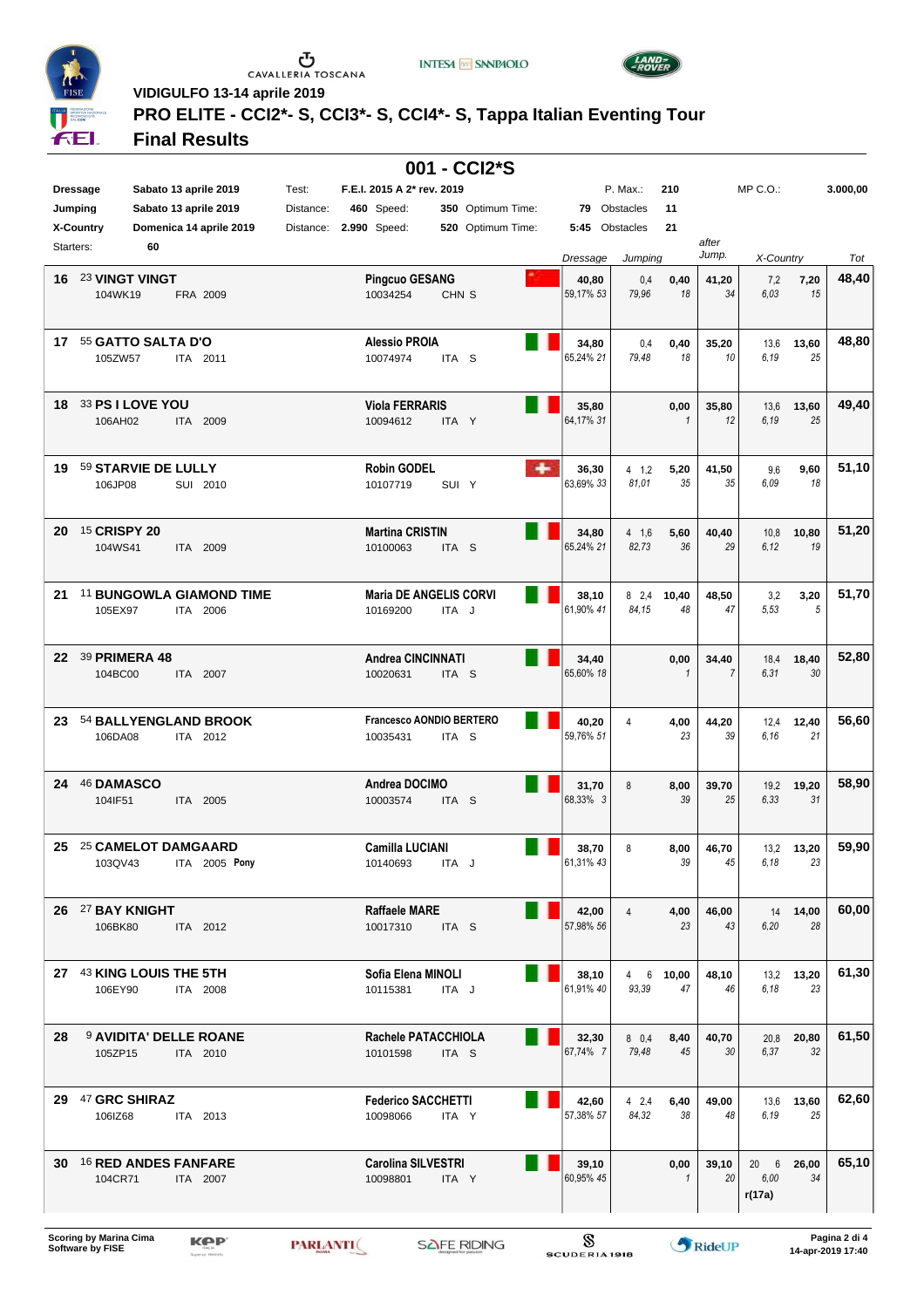VIDIGULFO 13-14 aprile 2019

# PRO ELITE - CCI2*- S, CCI3*- S, CCI4*- S, Tappa Italian Eventing Tour

## Final Results

## 001 - CCI2*S

| | | | | | | | | | | |
|---|---|---|---|---|---|---|---|---|---|---|
| Dressage | Sabato 13 aprile 2019 | Test: | F.E.I. 2015 A 2* rev. 2019 | | | P. Max.: | 210 | MP C.O.: | 3.000,00 |
| Jumping | Sabato 13 aprile 2019 | Distance: | 460 | Speed: | 350 | Optimum Time: | 79 | Obstacles | 11 |
| X-Country | Domenica 14 aprile 2019 | Distance: | 2.990 | Speed: | 520 | Optimum Time: | 5:45 | Obstacles | 21 |
| Starters: | 60 | | | | | | | | |

| Pos | No. | Horse | Rider | Dressage | Jumping | | after Jump. | X-Country | | Tot |
|---|---|---|---|---|---|---|---|---|---|---|
| 16 | 23 | **VINGT VINGT** 104WK19 FRA 2009 | **Pingcuo GESANG** 10034254 CHN S | 40,80 59,17% 53 | 0,4 79,96 | 0,40 18 | 41,20 34 | 7,2 6,03 | 7,20 15 | 48,40 |
| 17 | 55 | **GATTO SALTA D'O** 105ZW57 ITA 2011 | **Alessio PROIA** 10074974 ITA S | 34,80 65,24% 21 | 0,4 79,48 | 0,40 18 | 35,20 10 | 13,6 6,19 | 13,60 25 | 48,80 |
| 18 | 33 | **PS I LOVE YOU** 106AH02 ITA 2009 | **Viola FERRARIS** 10094612 ITA Y | 35,80 64,17% 31 | | 0,00 1 | 35,80 12 | 13,6 6,19 | 13,60 25 | 49,40 |
| 19 | 59 | **STARVIE DE LULLY** 106JP08 SUI 2010 | **Robin GODEL** 10107719 SUI Y | 36,30 63,69% 33 | 4 1,2 81,01 | 5,20 35 | 41,50 35 | 9,6 6,09 | 9,60 18 | 51,10 |
| 20 | 15 | **CRISPY 20** 104WS41 ITA 2009 | **Martina CRISTIN** 10100063 ITA S | 34,80 65,24% 21 | 4 1,6 82,73 | 5,60 36 | 40,40 29 | 10,8 6,12 | 10,80 19 | 51,20 |
| 21 | 11 | **BUNGOWLA GIAMOND TIME** 105EX97 ITA 2006 | **Maria DE ANGELIS CORVI** 10169200 ITA J | 38,10 61,90% 41 | 8 2,4 84,15 | 10,40 48 | 48,50 47 | 3,2 5,53 | 3,20 5 | 51,70 |
| 22 | 39 | **PRIMERA 48** 104BC00 ITA 2007 | **Andrea CINCINNATI** 10020631 ITA S | 34,40 65,60% 18 | | 0,00 1 | 34,40 7 | 18,4 6,31 | 18,40 30 | 52,80 |
| 23 | 54 | **BALLYENGLAND BROOK** 106DA08 ITA 2012 | **Francesco AONDIO BERTERO** 10035431 ITA S | 40,20 59,76% 51 | 4 | 4,00 23 | 44,20 39 | 12,4 6,16 | 12,40 21 | 56,60 |
| 24 | 46 | **DAMASCO** 104IF51 ITA 2005 | **Andrea DOCIMO** 10003574 ITA S | 31,70 68,33% 3 | 8 | 8,00 39 | 39,70 25 | 19,2 6,33 | 19,20 31 | 58,90 |
| 25 | 25 | **CAMELOT DAMGAARD** 103QV43 ITA 2005 **Pony** | **Camilla LUCIANI** 10140693 ITA J | 38,70 61,31% 43 | 8 | 8,00 39 | 46,70 45 | 13,2 6,18 | 13,20 23 | 59,90 |
| 26 | 27 | **BAY KNIGHT** 106BK80 ITA 2012 | **Raffaele MARE** 10017310 ITA S | 42,00 57,98% 56 | 4 | 4,00 23 | 46,00 43 | 14 6,20 | 14,00 28 | 60,00 |
| 27 | 43 | **KING LOUIS THE 5TH** 106EY90 ITA 2008 | **Sofia Elena MINOLI** 10115381 ITA J | 38,10 61,91% 40 | 4 6 93,39 | 10,00 47 | 48,10 46 | 13,2 6,18 | 13,20 23 | 61,30 |
| 28 | 9 | **AVIDITA' DELLE ROANE** 105ZP15 ITA 2010 | **Rachele PATACCHIOLA** 10101598 ITA S | 32,30 67,74% 7 | 8 0,4 79,48 | 8,40 45 | 40,70 30 | 20,8 6,37 | 20,80 32 | 61,50 |
| 29 | 47 | **GRC SHIRAZ** 106IZ68 ITA 2013 | **Federico SACCHETTI** 10098066 ITA Y | 42,60 57,38% 57 | 4 2,4 84,32 | 6,40 38 | 49,00 48 | 13,6 6,19 | 13,60 25 | 62,60 |
| 30 | 16 | **RED ANDES FANFARE** 104CR71 ITA 2007 | **Carolina SILVESTRI** 10098801 ITA Y | 39,10 60,95% 45 | | 0,00 1 | 39,10 20 | 20 6 6,00 r(17a) | 26,00 34 | 65,10 |

Scoring by Marina Cima
Software by FISE

14-apr-2019 17:40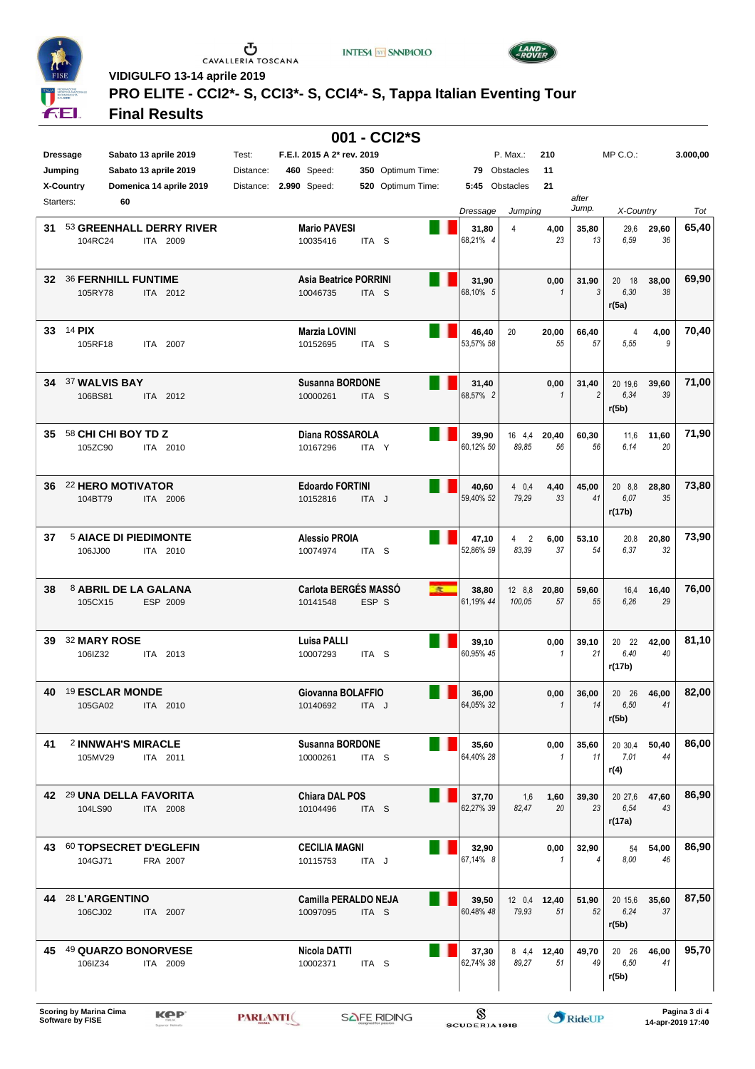VIDIGULFO 13-14 aprile 2019

## PRO ELITE - CCI2*- S, CCI3*- S, CCI4*- S, Tappa Italian Eventing Tour

## Final Results

### 001 - CCI2*S

| | | | | | | | | | |
|---|---|---|---|---|---|---|---|---|---|
| Dressage | Sabato 13 aprile 2019 | Test: | F.E.I. 2015 A 2* rev. 2019 | | | P. Max.: | 210 | MP C.O.: | 3.000,00 |
| Jumping | Sabato 13 aprile 2019 | Distance: | 460 | Speed: | 350 | Optimum Time: | 79 | Obstacles | 11 |
| X-Country | Domenica 14 aprile 2019 | Distance: | 2.990 | Speed: | 520 | Optimum Time: | 5:45 | Obstacles | 21 |
| Starters: | 60 | | | | | | | | |

| Pos | No. / Horse | Rider | Nat | Dressage | Jumping | after Jump. | X-Country | Tot |
|---|---|---|---|---|---|---|---|---|
| 31 | 53 GREENHALL DERRY RIVER<br>104RC24 ITA 2009 | Mario PAVESI<br>10035416 | ITA S | 31,80<br>68,21% 4 | 4 — 4,00 (23) | 35,80 (13) | 29,6 — 29,60<br>6,59 (36) | 65,40 |
| 32 | 36 FERNHILL FUNTIME<br>105RY78 ITA 2012 | Asia Beatrice PORRINI<br>10046735 | ITA S | 31,90<br>68,10% 5 | 0,00 (1) | 31,90 (3) | 20 18 — 38,00<br>6,30 (38)<br>r(5a) | 69,90 |
| 33 | 14 PIX<br>105RF18 ITA 2007 | Marzia LOVINI<br>10152695 | ITA S | 46,40<br>53,57% 58 | 20 — 20,00 (55) | 66,40 (57) | 4 — 4,00<br>5,55 (9) | 70,40 |
| 34 | 37 WALVIS BAY<br>106BS81 ITA 2012 | Susanna BORDONE<br>10000261 | ITA S | 31,40<br>68,57% 2 | 0,00 (1) | 31,40 (2) | 20 19,6 — 39,60<br>6,34 (39)<br>r(5b) | 71,00 |
| 35 | 58 CHI CHI BOY TD Z<br>105ZC90 ITA 2010 | Diana ROSSAROLA<br>10167296 | ITA Y | 39,90<br>60,12% 50 | 16 4,4 — 20,40<br>89,85 (56) | 60,30 (56) | 11,6 — 11,60<br>6,14 (20) | 71,90 |
| 36 | 22 HERO MOTIVATOR<br>104BT79 ITA 2006 | Edoardo FORTINI<br>10152816 | ITA J | 40,60<br>59,40% 52 | 4 0,4 — 4,40<br>79,29 (33) | 45,00 (41) | 20 8,8 — 28,80<br>6,07 (35)<br>r(17b) | 73,80 |
| 37 | 5 AIACE DI PIEDIMONTE<br>106JJ00 ITA 2010 | Alessio PROIA<br>10074974 | ITA S | 47,10<br>52,86% 59 | 4 2 — 6,00<br>83,39 (37) | 53,10 (54) | 20,8 — 20,80<br>6,37 (32) | 73,90 |
| 38 | 8 ABRIL DE LA GALANA<br>105CX15 ESP 2009 | Carlota BERGÉS MASSÓ<br>10141548 | ESP S | 38,80<br>61,19% 44 | 12 8,8 — 20,80<br>100,05 (57) | 59,60 (55) | 16,4 — 16,40<br>6,26 (29) | 76,00 |
| 39 | 32 MARY ROSE<br>106IZ32 ITA 2013 | Luisa PALLI<br>10007293 | ITA S | 39,10<br>60,95% 45 | 0,00 (1) | 39,10 (21) | 20 22 — 42,00<br>6,40 (40)<br>r(17b) | 81,10 |
| 40 | 19 ESCLAR MONDE<br>105GA02 ITA 2010 | Giovanna BOLAFFIO<br>10140692 | ITA J | 36,00<br>64,05% 32 | 0,00 (1) | 36,00 (14) | 20 26 — 46,00<br>6,50 (41)<br>r(5b) | 82,00 |
| 41 | 2 INNWAH'S MIRACLE<br>105MV29 ITA 2011 | Susanna BORDONE<br>10000261 | ITA S | 35,60<br>64,40% 28 | 0,00 (1) | 35,60 (11) | 20 30,4 — 50,40<br>7,01 (44)<br>r(4) | 86,00 |
| 42 | 29 UNA DELLA FAVORITA<br>104LS90 ITA 2008 | Chiara DAL POS<br>10104496 | ITA S | 37,70<br>62,27% 39 | 1,6 — 1,60<br>82,47 (20) | 39,30 (23) | 20 27,6 — 47,60<br>6,54 (43)<br>r(17a) | 86,90 |
| 43 | 60 TOPSECRET D'EGLEFIN<br>104GJ71 FRA 2007 | CECILIA MAGNI<br>10115753 | ITA J | 32,90<br>67,14% 8 | 0,00 (1) | 32,90 (4) | 54 — 54,00<br>8,00 (46) | 86,90 |
| 44 | 28 L'ARGENTINO<br>106CJ02 ITA 2007 | Camilla PERALDO NEJA<br>10097095 | ITA S | 39,50<br>60,48% 48 | 12 0,4 — 12,40<br>79,93 (51) | 51,90 (52) | 20 15,6 — 35,60<br>6,24 (37)<br>r(5b) | 87,50 |
| 45 | 49 QUARZO BONORVESE<br>106IZ34 ITA 2009 | Nicola DATTI<br>10002371 | ITA S | 37,30<br>62,74% 38 | 8 4,4 — 12,40<br>89,27 (51) | 49,70 (49) | 20 26 — 46,00<br>6,50 (41)<br>r(5b) | 95,70 |

Scoring by Marina Cima
Software by FISE

14-apr-2019 17:40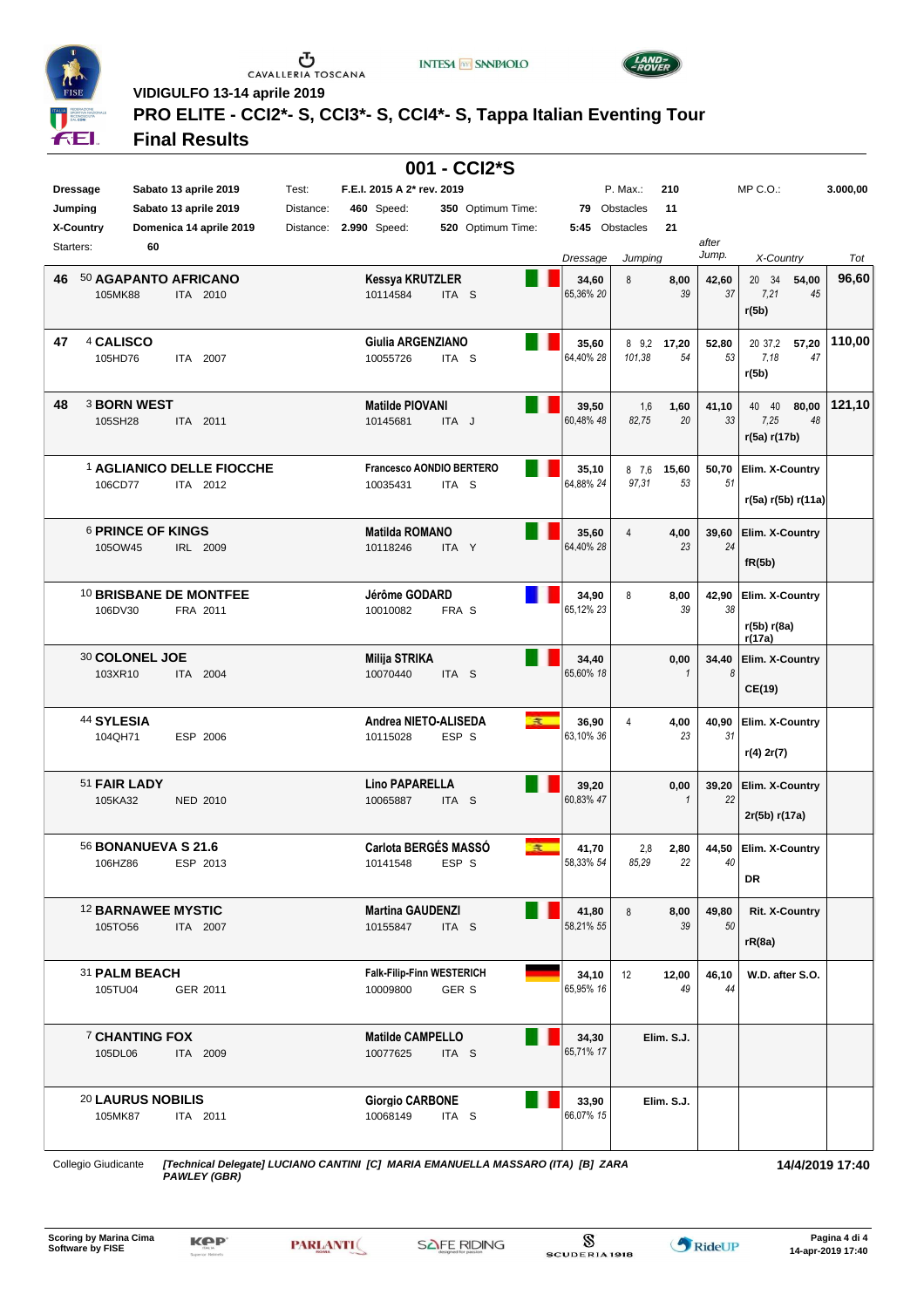VIDIGULFO 13-14 aprile 2019

## PRO ELITE - CCI2*- S, CCI3*- S, CCI4*- S, Tappa Italian Eventing Tour

## Final Results

### 001 - CCI2*S

| | | | | | | | | | |
|---|---|---|---|---|---|---|---|---|---|
| Dressage | Sabato 13 aprile 2019 | Test: | F.E.I. 2015 A 2* rev. 2019 | | | P. Max.: | 210 | MP C.O.: | 3.000,00 |
| Jumping | Sabato 13 aprile 2019 | Distance: | 460 Speed: | 350 Optimum Time: | 79 | Obstacles | 11 | | |
| X-Country | Domenica 14 aprile 2019 | Distance: | 2.990 Speed: | 520 Optimum Time: | 5:45 | Obstacles | 21 | | |
| Starters: | 60 | | | | | | | | |

| Pos | Horse | Rider | Dressage | Jumping | after Jump. | X-Country | Tot |
|---|---|---|---|---|---|---|---|
| 46 | 50 **AGAPANTO AFRICANO** 105MK88 ITA 2010 | **Kessya KRUTZLER** 10114584 ITA S | **34,60** 65,36% 20 | 8 **8,00** 39 | **42,60** 37 | 20 34 **54,00** 7,21 45 r(5b) | **96,60** |
| 47 | 4 **CALISCO** 105HD76 ITA 2007 | **Giulia ARGENZIANO** 10055726 ITA S | **35,60** 64,40% 28 | 8 9,2 **17,20** 101,38 54 | **52,80** 53 | 20 37,2 **57,20** 7,18 47 r(5b) | **110,00** |
| 48 | 3 **BORN WEST** 105SH28 ITA 2011 | **Matilde PIOVANI** 10145681 ITA J | **39,50** 60,48% 48 | 1,6 **1,60** 82,75 20 | **41,10** 33 | 40 40 **80,00** 7,25 48 r(5a) r(17b) | **121,10** |
| | 1 **AGLIANICO DELLE FIOCCHE** 106CD77 ITA 2012 | **Francesco AONDIO BERTERO** 10035431 ITA S | **35,10** 64,88% 24 | 8 7,6 **15,60** 97,31 53 | **50,70** 51 | **Elim. X-Country** r(5a) r(5b) r(11a) | |
| | 6 **PRINCE OF KINGS** 105OW45 IRL 2009 | **Matilda ROMANO** 10118246 ITA Y | **35,60** 64,40% 28 | 4 **4,00** 23 | **39,60** 24 | **Elim. X-Country** fR(5b) | |
| | 10 **BRISBANE DE MONTFEE** 106DV30 FRA 2011 | **Jérôme GODARD** 10010082 FRA S | **34,90** 65,12% 23 | 8 **8,00** 39 | **42,90** 38 | **Elim. X-Country** r(5b) r(8a) r(17a) | |
| | 30 **COLONEL JOE** 103XR10 ITA 2004 | **Milija STRIKA** 10070440 ITA S | **34,40** 65,60% 18 | **0,00** 1 | **34,40** 8 | **Elim. X-Country** CE(19) | |
| | 44 **SYLESIA** 104QH71 ESP 2006 | **Andrea NIETO-ALISEDA** 10115028 ESP S | **36,90** 63,10% 36 | 4 **4,00** 23 | **40,90** 31 | **Elim. X-Country** r(4) 2r(7) | |
| | 51 **FAIR LADY** 105KA32 NED 2010 | **Lino PAPARELLA** 10065887 ITA S | **39,20** 60,83% 47 | **0,00** 1 | **39,20** 22 | **Elim. X-Country** 2r(5b) r(17a) | |
| | 56 **BONANUEVA S 21.6** 106HZ86 ESP 2013 | **Carlota BERGÉS MASSÓ** 10141548 ESP S | **41,70** 58,33% 54 | 2,8 **2,80** 85,29 22 | **44,50** 40 | **Elim. X-Country** DR | |
| | 12 **BARNAWEE MYSTIC** 105TO56 ITA 2007 | **Martina GAUDENZI** 10155847 ITA S | **41,80** 58,21% 55 | 8 **8,00** 39 | **49,80** 50 | **Rit. X-Country** rR(8a) | |
| | 31 **PALM BEACH** 105TU04 GER 2011 | **Falk-Filip-Finn WESTERICH** 10009800 GER S | **34,10** 65,95% 16 | 12 **12,00** 49 | **46,10** 44 | **W.D. after S.O.** | |
| | 7 **CHANTING FOX** 105DL06 ITA 2009 | **Matilde CAMPELLO** 10077625 ITA S | **34,30** 65,71% 17 | **Elim. S.J.** | | | |
| | 20 **LAURUS NOBILIS** 105MK87 ITA 2011 | **Giorgio CARBONE** 10068149 ITA S | **33,90** 66,07% 15 | **Elim. S.J.** | | | |

Collegio Giudicante *[Technical Delegate] LUCIANO CANTINI [C] MARIA EMANUELLA MASSARO (ITA) [B] ZARA PAWLEY (GBR)* **14/4/2019 17:40**

Scoring by Marina Cima
Software by FISE